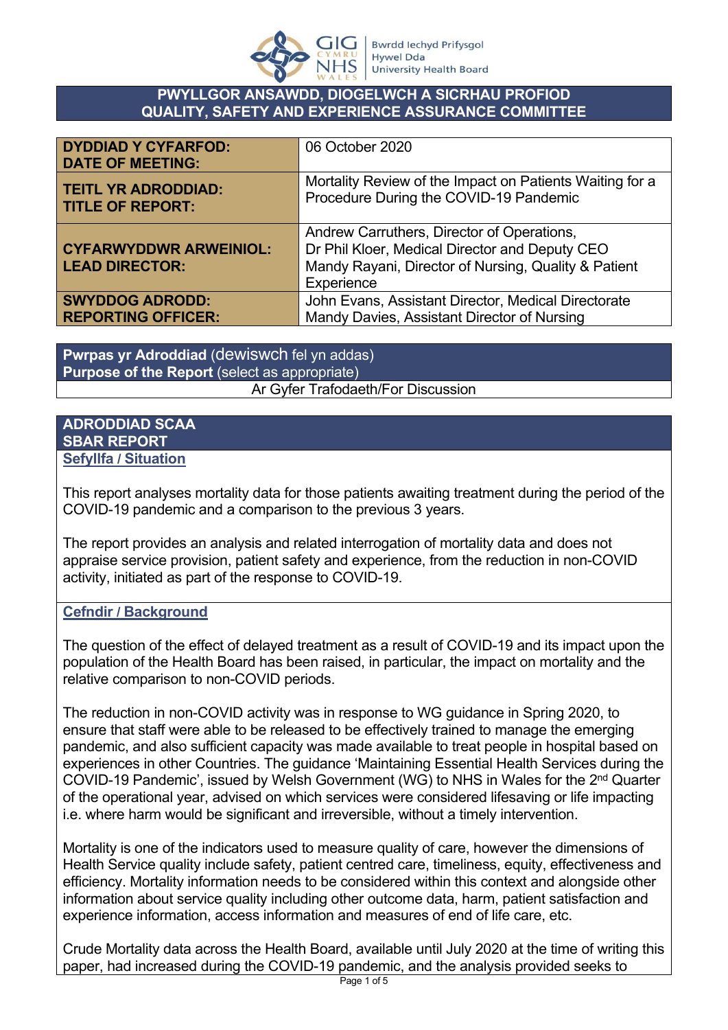**PWYLLGOR ANSAWDD, DIOGELWCH A SICRHAU PROFIOD**
**QUALITY, SAFETY AND EXPERIENCE ASSURANCE COMMITTEE**

| | |
|---|---|
| **DYDDIAD Y CYFARFOD: DATE OF MEETING:** | 06 October 2020 |
| **TEITL YR ADRODDIAD: TITLE OF REPORT:** | Mortality Review of the Impact on Patients Waiting for a Procedure During the COVID-19 Pandemic |
| **CYFARWYDDWR ARWEINIOL: LEAD DIRECTOR:** | Andrew Carruthers, Director of Operations, Dr Phil Kloer, Medical Director and Deputy CEO Mandy Rayani, Director of Nursing, Quality & Patient Experience |
| **SWYDDOG ADRODD: REPORTING OFFICER:** | John Evans, Assistant Director, Medical Directorate Mandy Davies, Assistant Director of Nursing |

**Pwrpas yr Adroddiad** (dewiswch fel yn addas)
**Purpose of the Report** (select as appropriate)

Ar Gyfer Trafodaeth/For Discussion

## ADRODDIAD SCAA
## SBAR REPORT

### Sefyllfa / Situation

This report analyses mortality data for those patients awaiting treatment during the period of the COVID-19 pandemic and a comparison to the previous 3 years.

The report provides an analysis and related interrogation of mortality data and does not appraise service provision, patient safety and experience, from the reduction in non-COVID activity, initiated as part of the response to COVID-19.

### Cefndir / Background

The question of the effect of delayed treatment as a result of COVID-19 and its impact upon the population of the Health Board has been raised, in particular, the impact on mortality and the relative comparison to non-COVID periods.

The reduction in non-COVID activity was in response to WG guidance in Spring 2020, to ensure that staff were able to be released to be effectively trained to manage the emerging pandemic, and also sufficient capacity was made available to treat people in hospital based on experiences in other Countries. The guidance 'Maintaining Essential Health Services during the COVID-19 Pandemic', issued by Welsh Government (WG) to NHS in Wales for the 2nd Quarter of the operational year, advised on which services were considered lifesaving or life impacting i.e. where harm would be significant and irreversible, without a timely intervention.

Mortality is one of the indicators used to measure quality of care, however the dimensions of Health Service quality include safety, patient centred care, timeliness, equity, effectiveness and efficiency. Mortality information needs to be considered within this context and alongside other information about service quality including other outcome data, harm, patient satisfaction and experience information, access information and measures of end of life care, etc.

Crude Mortality data across the Health Board, available until July 2020 at the time of writing this paper, had increased during the COVID-19 pandemic, and the analysis provided seeks to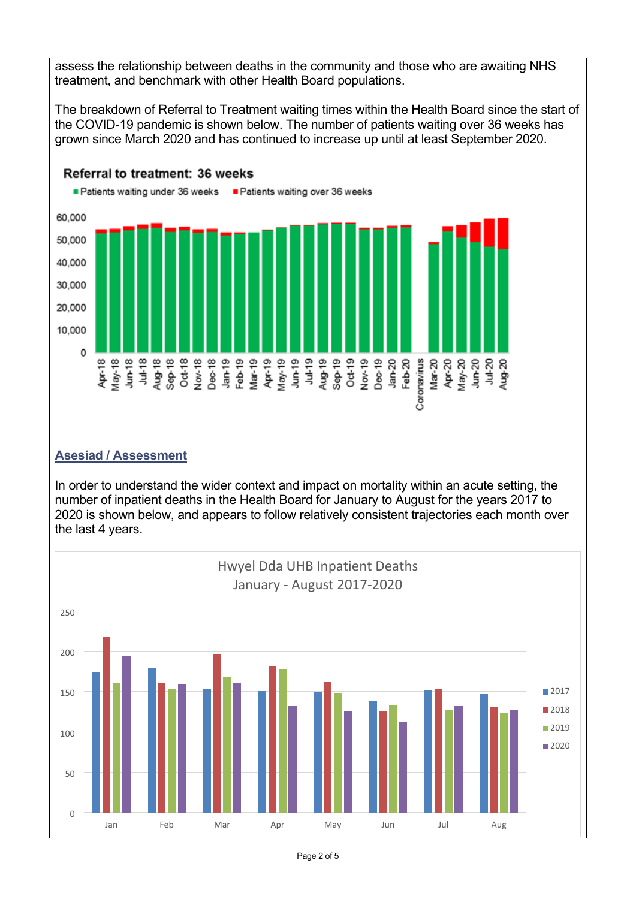assess the relationship between deaths in the community and those who are awaiting NHS treatment, and benchmark with other Health Board populations.

The breakdown of Referral to Treatment waiting times within the Health Board since the start of the COVID-19 pandemic is shown below. The number of patients waiting over 36 weeks has grown since March 2020 and has continued to increase up until at least September 2020.

**Referral to treatment: 36 weeks**

## Asesiad / Assessment

In order to understand the wider context and impact on mortality within an acute setting, the number of inpatient deaths in the Health Board for January to August for the years 2017 to 2020 is shown below, and appears to follow relatively consistent trajectories each month over the last 4 years.

Hwyel Dda UHB Inpatient Deaths
January - August 2017-2020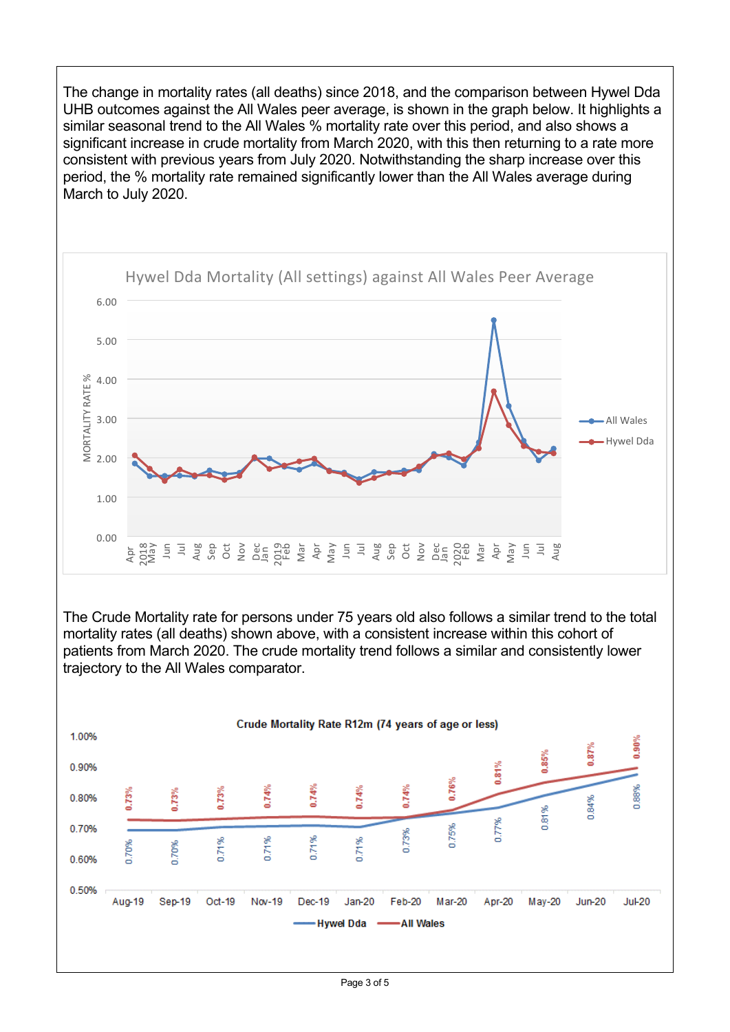The change in mortality rates (all deaths) since 2018, and the comparison between Hywel Dda UHB outcomes against the All Wales peer average, is shown in the graph below. It highlights a similar seasonal trend to the All Wales % mortality rate over this period, and also shows a significant increase in crude mortality from March 2020, with this then returning to a rate more consistent with previous years from July 2020. Notwithstanding the sharp increase over this period, the % mortality rate remained significantly lower than the All Wales average during March to July 2020.

The Crude Mortality rate for persons under 75 years old also follows a similar trend to the total mortality rates (all deaths) shown above, with a consistent increase within this cohort of patients from March 2020. The crude mortality trend follows a similar and consistently lower trajectory to the All Wales comparator.

**Crude Mortality Rate R12m (74 years of age or less)**

| | Aug-19 | Sep-19 | Oct-19 | Nov-19 | Dec-19 | Jan-20 | Feb-20 | Mar-20 | Apr-20 | May-20 | Jun-20 | Jul-20 |
|---|---|---|---|---|---|---|---|---|---|---|---|---|
| Hywel Dda | 0.70% | 0.70% | 0.71% | 0.71% | 0.71% | 0.71% | 0.73% | 0.75% | 0.77% | 0.81% | 0.84% | 0.88% |
| All Wales | 0.73% | 0.73% | 0.73% | 0.74% | 0.74% | 0.74% | 0.74% | 0.76% | 0.81% | 0.85% | 0.87% | 0.90% |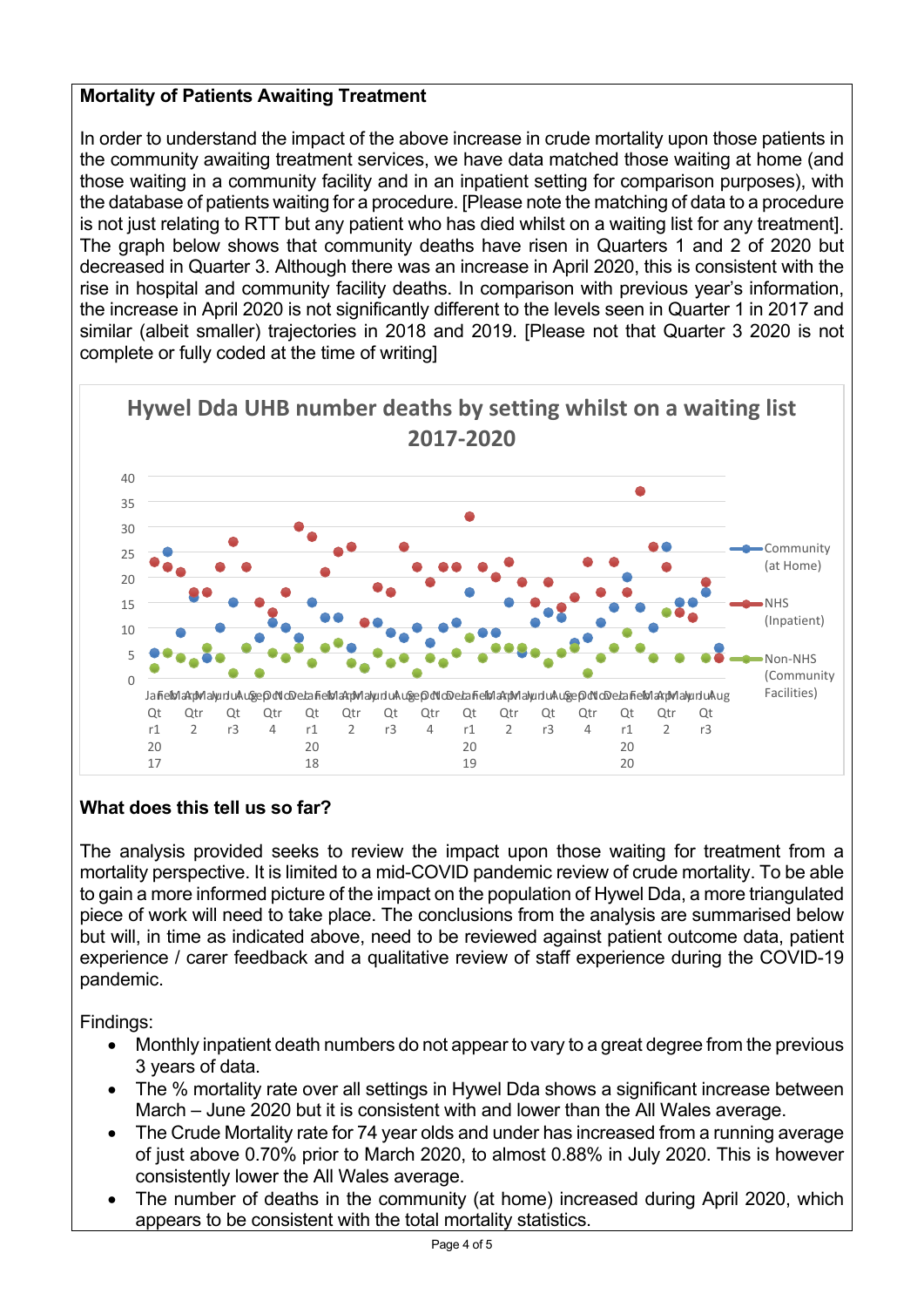**Mortality of Patients Awaiting Treatment**

In order to understand the impact of the above increase in crude mortality upon those patients in the community awaiting treatment services, we have data matched those waiting at home (and those waiting in a community facility and in an inpatient setting for comparison purposes), with the database of patients waiting for a procedure. [Please note the matching of data to a procedure is not just relating to RTT but any patient who has died whilst on a waiting list for any treatment]. The graph below shows that community deaths have risen in Quarters 1 and 2 of 2020 but decreased in Quarter 3. Although there was an increase in April 2020, this is consistent with the rise in hospital and community facility deaths. In comparison with previous year's information, the increase in April 2020 is not significantly different to the levels seen in Quarter 1 in 2017 and similar (albeit smaller) trajectories in 2018 and 2019. [Please not that Quarter 3 2020 is not complete or fully coded at the time of writing]

Hywel Dda UHB number deaths by setting whilst on a waiting list 2017-2020

Legend: Community (at Home); NHS (Inpatient); Non-NHS (Community Facilities)

**What does this tell us so far?**

The analysis provided seeks to review the impact upon those waiting for treatment from a mortality perspective. It is limited to a mid-COVID pandemic review of crude mortality. To be able to gain a more informed picture of the impact on the population of Hywel Dda, a more triangulated piece of work will need to take place. The conclusions from the analysis are summarised below but will, in time as indicated above, need to be reviewed against patient outcome data, patient experience / carer feedback and a qualitative review of staff experience during the COVID-19 pandemic.

Findings:

- Monthly inpatient death numbers do not appear to vary to a great degree from the previous 3 years of data.
- The % mortality rate over all settings in Hywel Dda shows a significant increase between March – June 2020 but it is consistent with and lower than the All Wales average.
- The Crude Mortality rate for 74 year olds and under has increased from a running average of just above 0.70% prior to March 2020, to almost 0.88% in July 2020. This is however consistently lower the All Wales average.
- The number of deaths in the community (at home) increased during April 2020, which appears to be consistent with the total mortality statistics.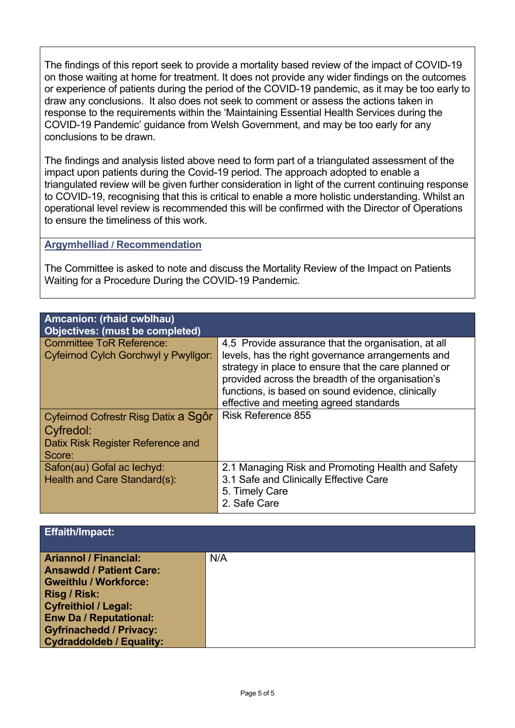The findings of this report seek to provide a mortality based review of the impact of COVID-19 on those waiting at home for treatment. It does not provide any wider findings on the outcomes or experience of patients during the period of the COVID-19 pandemic, as it may be too early to draw any conclusions. It also does not seek to comment or assess the actions taken in response to the requirements within the 'Maintaining Essential Health Services during the COVID-19 Pandemic' guidance from Welsh Government, and may be too early for any conclusions to be drawn.

The findings and analysis listed above need to form part of a triangulated assessment of the impact upon patients during the Covid-19 period. The approach adopted to enable a triangulated review will be given further consideration in light of the current continuing response to COVID-19, recognising that this is critical to enable a more holistic understanding. Whilst an operational level review is recommended this will be confirmed with the Director of Operations to ensure the timeliness of this work.

## Argymhelliad / Recommendation

The Committee is asked to note and discuss the Mortality Review of the Impact on Patients Waiting for a Procedure During the COVID-19 Pandemic.

| **Amcanion: (rhaid cwblhau)<br>Objectives: (must be completed)** | |
|---|---|
| Committee ToR Reference:<br>Cyfeirnod Cylch Gorchwyl y Pwyllgor: | 4.5 Provide assurance that the organisation, at all levels, has the right governance arrangements and strategy in place to ensure that the care planned or provided across the breadth of the organisation's functions, is based on sound evidence, clinically effective and meeting agreed standards |
| Cyfeirnod Cofrestr Risg Datix a Sgôr Cyfredol:<br>Datix Risk Register Reference and Score: | Risk Reference 855 |
| Safon(au) Gofal ac Iechyd:<br>Health and Care Standard(s): | 2.1 Managing Risk and Promoting Health and Safety<br>3.1 Safe and Clinically Effective Care<br>5. Timely Care<br>2. Safe Care |

| **Effaith/Impact:** | |
|---|---|
| **Ariannol / Financial:**<br>**Ansawdd / Patient Care:**<br>**Gweithlu / Workforce:**<br>**Risg / Risk:**<br>**Cyfreithiol / Legal:**<br>**Enw Da / Reputational:**<br>**Gyfrinachedd / Privacy:**<br>**Cydraddoldeb / Equality:** | N/A |